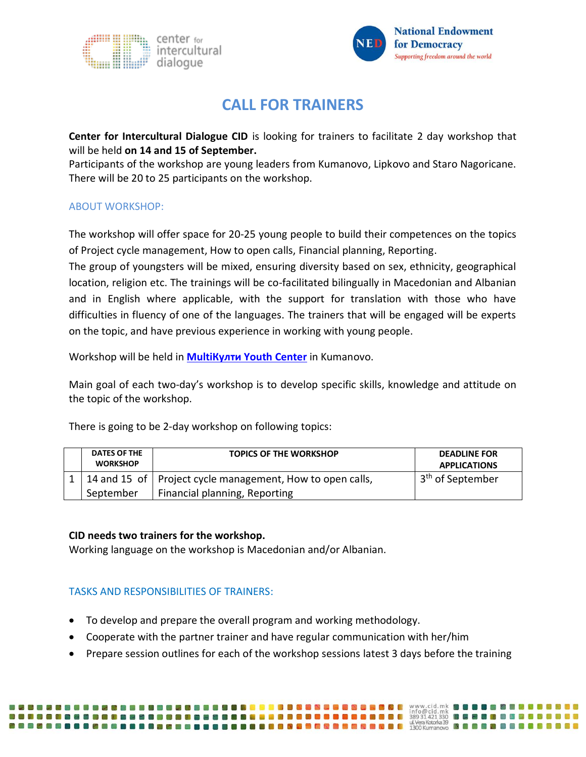# CALL FOR TRAINERS

**Center for Intercultural Dialogue CID** is looking for trainers to facilitate 2 day workshop that will be held **on 14 and 15 of September.**
Participants of the workshop are young leaders from Kumanovo, Lipkovo and Staro Nagoricane. There will be 20 to 25 participants on the workshop.

## ABOUT WORKSHOP:

The workshop will offer space for 20-25 young people to build their competences on the topics of Project cycle management, How to open calls, Financial planning, Reporting.
The group of youngsters will be mixed, ensuring diversity based on sex, ethnicity, geographical location, religion etc. The trainings will be co-facilitated bilingually in Macedonian and Albanian and in English where applicable, with the support for translation with those who have difficulties in fluency of one of the languages. The trainers that will be engaged will be experts on the topic, and have previous experience in working with young people.

Workshop will be held in **MultiКулти Youth Center** in Kumanovo.

Main goal of each two-day's workshop is to develop specific skills, knowledge and attitude on the topic of the workshop.

There is going to be 2-day workshop on following topics:

| | DATES OF THE WORKSHOP | TOPICS OF THE WORKSHOP | DEADLINE FOR APPLICATIONS |
|---|---|---|---|
| 1 | 14 and 15 of September | Project cycle management, How to open calls, Financial planning, Reporting | 3th of September |

**CID needs two trainers for the workshop.**
Working language on the workshop is Macedonian and/or Albanian.

## TASKS AND RESPONSIBILITIES OF TRAINERS:

- To develop and prepare the overall program and working methodology.
- Cooperate with the partner trainer and have regular communication with her/him
- Prepare session outlines for each of the workshop sessions latest 3 days before the training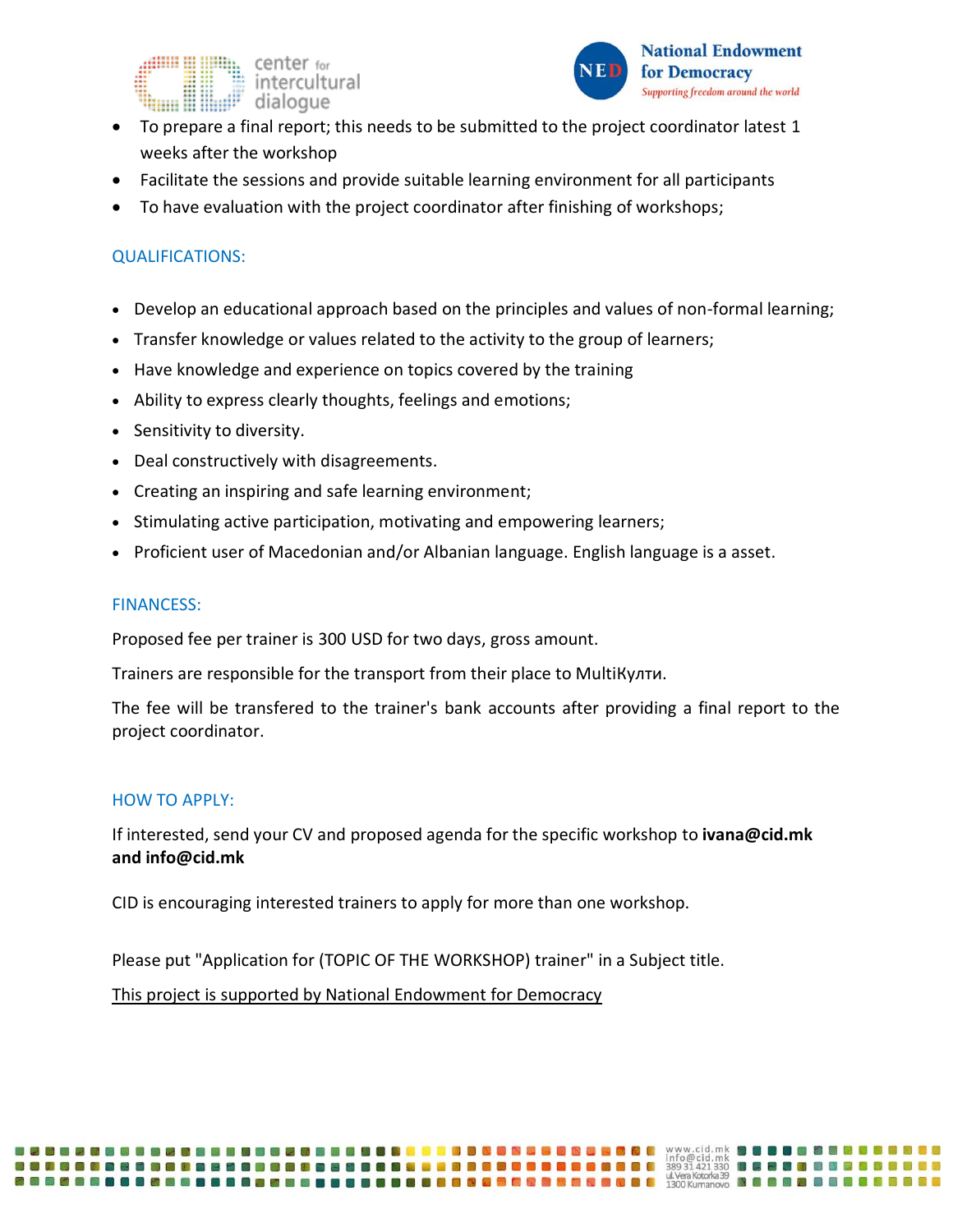- To prepare a final report; this needs to be submitted to the project coordinator latest 1 weeks after the workshop
- Facilitate the sessions and provide suitable learning environment for all participants
- To have evaluation with the project coordinator after finishing of workshops;

## QUALIFICATIONS:

- Develop an educational approach based on the principles and values of non-formal learning;
- Transfer knowledge or values related to the activity to the group of learners;
- Have knowledge and experience on topics covered by the training
- Ability to express clearly thoughts, feelings and emotions;
- Sensitivity to diversity.
- Deal constructively with disagreements.
- Creating an inspiring and safe learning environment;
- Stimulating active participation, motivating and empowering learners;
- Proficient user of Macedonian and/or Albanian language. English language is a asset.

## FINANCESS:

Proposed fee per trainer is 300 USD for two days, gross amount.

Trainers are responsible for the transport from their place to MultiКулти.

The fee will be transfered to the trainer's bank accounts after providing a final report to the project coordinator.

## HOW TO APPLY:

If interested, send your CV and proposed agenda for the specific workshop to **ivana@cid.mk and info@cid.mk**

CID is encouraging interested trainers to apply for more than one workshop.

Please put "Application for (TOPIC OF THE WORKSHOP) trainer" in a Subject title.

This project is supported by National Endowment for Democracy